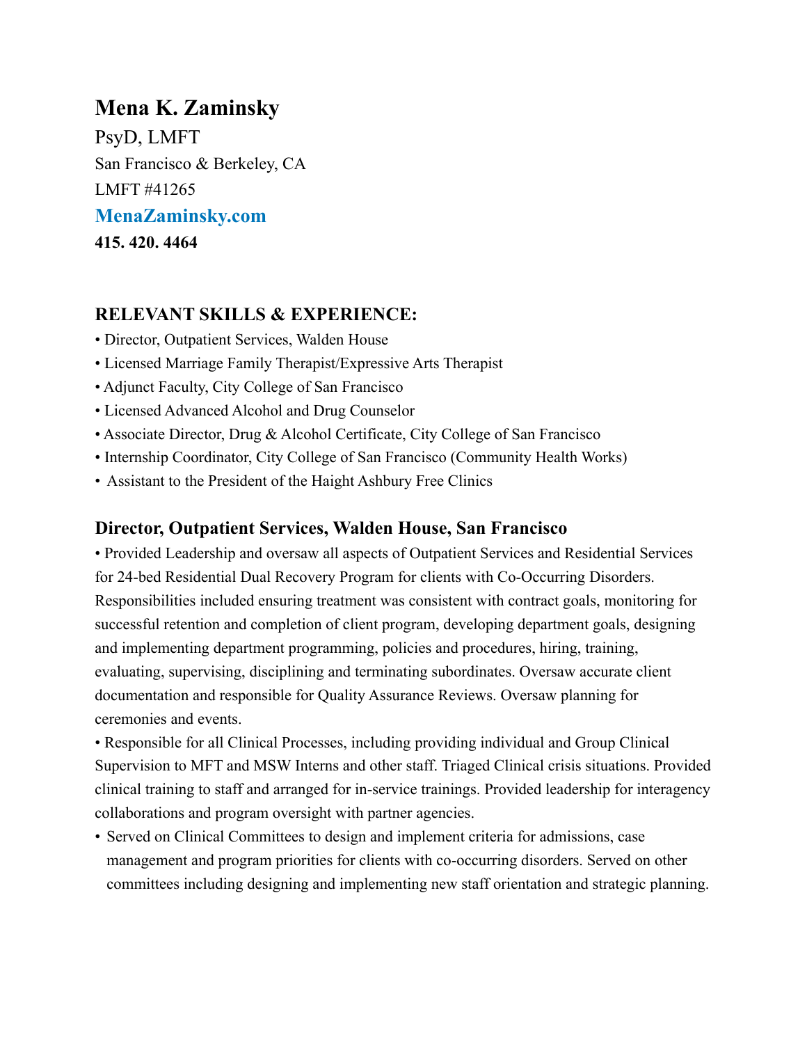# Mena K. Zaminsky

PsyD, LMFT

San Francisco & Berkeley, CA

LMFT #41265

**MenaZaminsky.com**

**415. 420. 4464**

## RELEVANT SKILLS & EXPERIENCE:

- Director, Outpatient Services, Walden House
- Licensed Marriage Family Therapist/Expressive Arts Therapist
- Adjunct Faculty, City College of San Francisco
- Licensed Advanced Alcohol and Drug Counselor
- Associate Director, Drug & Alcohol Certificate, City College of San Francisco
- Internship Coordinator, City College of San Francisco (Community Health Works)
- Assistant to the President of the Haight Ashbury Free Clinics

## Director, Outpatient Services, Walden House, San Francisco

- Provided Leadership and oversaw all aspects of Outpatient Services and Residential Services for 24-bed Residential Dual Recovery Program for clients with Co-Occurring Disorders. Responsibilities included ensuring treatment was consistent with contract goals, monitoring for successful retention and completion of client program, developing department goals, designing and implementing department programming, policies and procedures, hiring, training, evaluating, supervising, disciplining and terminating subordinates. Oversaw accurate client documentation and responsible for Quality Assurance Reviews. Oversaw planning for ceremonies and events.
- Responsible for all Clinical Processes, including providing individual and Group Clinical Supervision to MFT and MSW Interns and other staff. Triaged Clinical crisis situations. Provided clinical training to staff and arranged for in-service trainings. Provided leadership for interagency collaborations and program oversight with partner agencies.
- Served on Clinical Committees to design and implement criteria for admissions, case management and program priorities for clients with co-occurring disorders. Served on other committees including designing and implementing new staff orientation and strategic planning.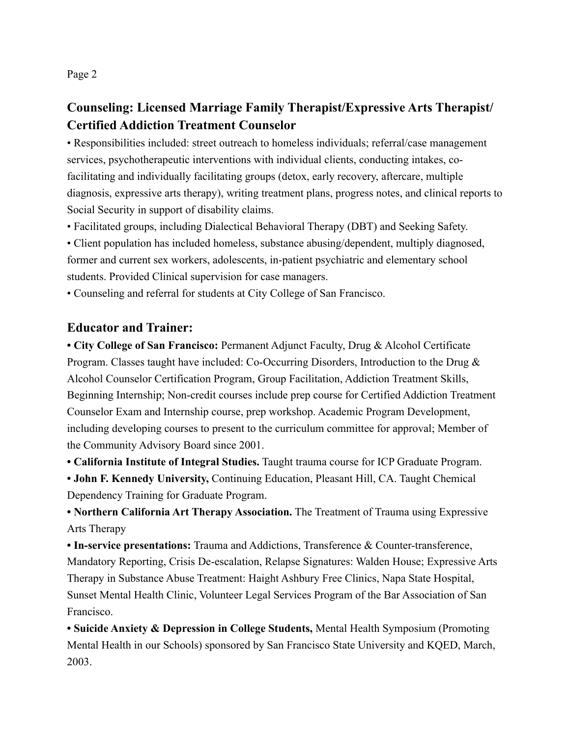## Counseling: Licensed Marriage Family Therapist/Expressive Arts Therapist/ Certified Addiction Treatment Counselor

- Responsibilities included: street outreach to homeless individuals; referral/case management services, psychotherapeutic interventions with individual clients, conducting intakes, co-facilitating and individually facilitating groups (detox, early recovery, aftercare, multiple diagnosis, expressive arts therapy), writing treatment plans, progress notes, and clinical reports to Social Security in support of disability claims.
- Facilitated groups, including Dialectical Behavioral Therapy (DBT) and Seeking Safety.
- Client population has included homeless, substance abusing/dependent, multiply diagnosed, former and current sex workers, adolescents, in-patient psychiatric and elementary school students. Provided Clinical supervision for case managers.
- Counseling and referral for students at City College of San Francisco.

## Educator and Trainer:

- **City College of San Francisco:** Permanent Adjunct Faculty, Drug & Alcohol Certificate Program. Classes taught have included: Co-Occurring Disorders, Introduction to the Drug & Alcohol Counselor Certification Program, Group Facilitation, Addiction Treatment Skills, Beginning Internship; Non-credit courses include prep course for Certified Addiction Treatment Counselor Exam and Internship course, prep workshop. Academic Program Development, including developing courses to present to the curriculum committee for approval; Member of the Community Advisory Board since 2001.
- **California Institute of Integral Studies.** Taught trauma course for ICP Graduate Program.
- **John F. Kennedy University,** Continuing Education, Pleasant Hill, CA. Taught Chemical Dependency Training for Graduate Program.
- **Northern California Art Therapy Association.** The Treatment of Trauma using Expressive Arts Therapy
- **In-service presentations:** Trauma and Addictions, Transference & Counter-transference, Mandatory Reporting, Crisis De-escalation, Relapse Signatures: Walden House; Expressive Arts Therapy in Substance Abuse Treatment: Haight Ashbury Free Clinics, Napa State Hospital, Sunset Mental Health Clinic, Volunteer Legal Services Program of the Bar Association of San Francisco.
- **Suicide Anxiety & Depression in College Students,** Mental Health Symposium (Promoting Mental Health in our Schools) sponsored by San Francisco State University and KQED, March, 2003.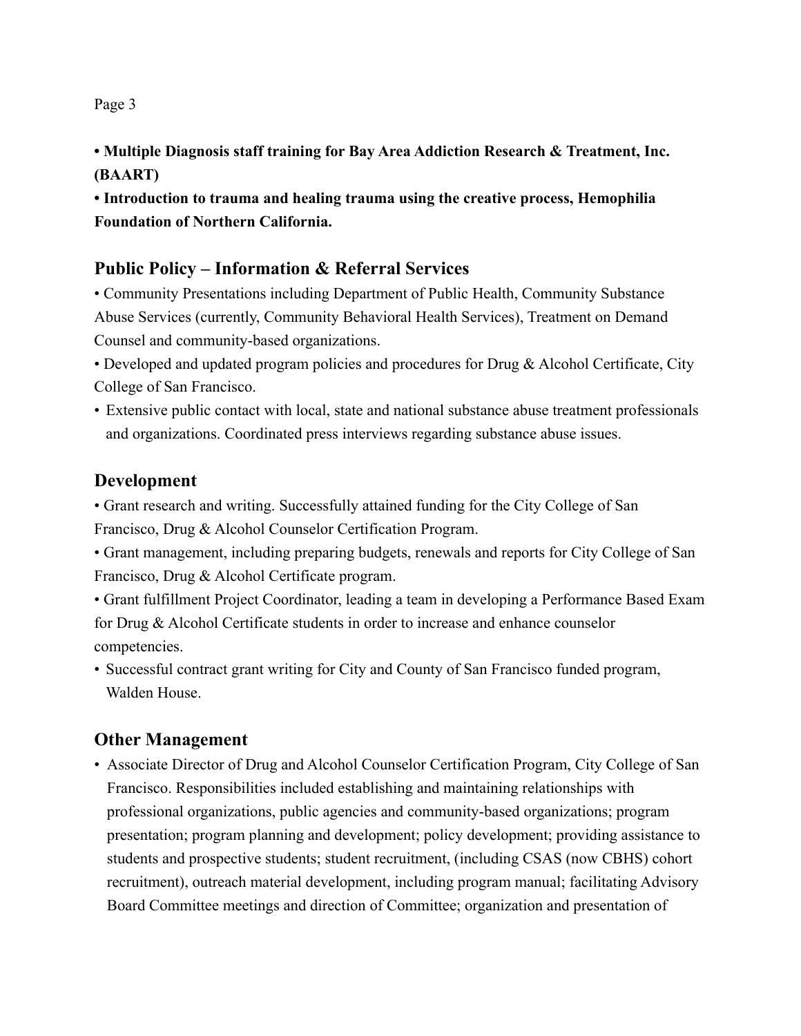**• Multiple Diagnosis staff training for Bay Area Addiction Research & Treatment, Inc. (BAART)**

**• Introduction to trauma and healing trauma using the creative process, Hemophilia Foundation of Northern California.**

## Public Policy – Information & Referral Services

• Community Presentations including Department of Public Health, Community Substance Abuse Services (currently, Community Behavioral Health Services), Treatment on Demand Counsel and community-based organizations.

• Developed and updated program policies and procedures for Drug & Alcohol Certificate, City College of San Francisco.

• Extensive public contact with local, state and national substance abuse treatment professionals and organizations. Coordinated press interviews regarding substance abuse issues.

## Development

• Grant research and writing. Successfully attained funding for the City College of San Francisco, Drug & Alcohol Counselor Certification Program.

• Grant management, including preparing budgets, renewals and reports for City College of San Francisco, Drug & Alcohol Certificate program.

• Grant fulfillment Project Coordinator, leading a team in developing a Performance Based Exam for Drug & Alcohol Certificate students in order to increase and enhance counselor competencies.

• Successful contract grant writing for City and County of San Francisco funded program, Walden House.

## Other Management

• Associate Director of Drug and Alcohol Counselor Certification Program, City College of San Francisco. Responsibilities included establishing and maintaining relationships with professional organizations, public agencies and community-based organizations; program presentation; program planning and development; policy development; providing assistance to students and prospective students; student recruitment, (including CSAS (now CBHS) cohort recruitment), outreach material development, including program manual; facilitating Advisory Board Committee meetings and direction of Committee; organization and presentation of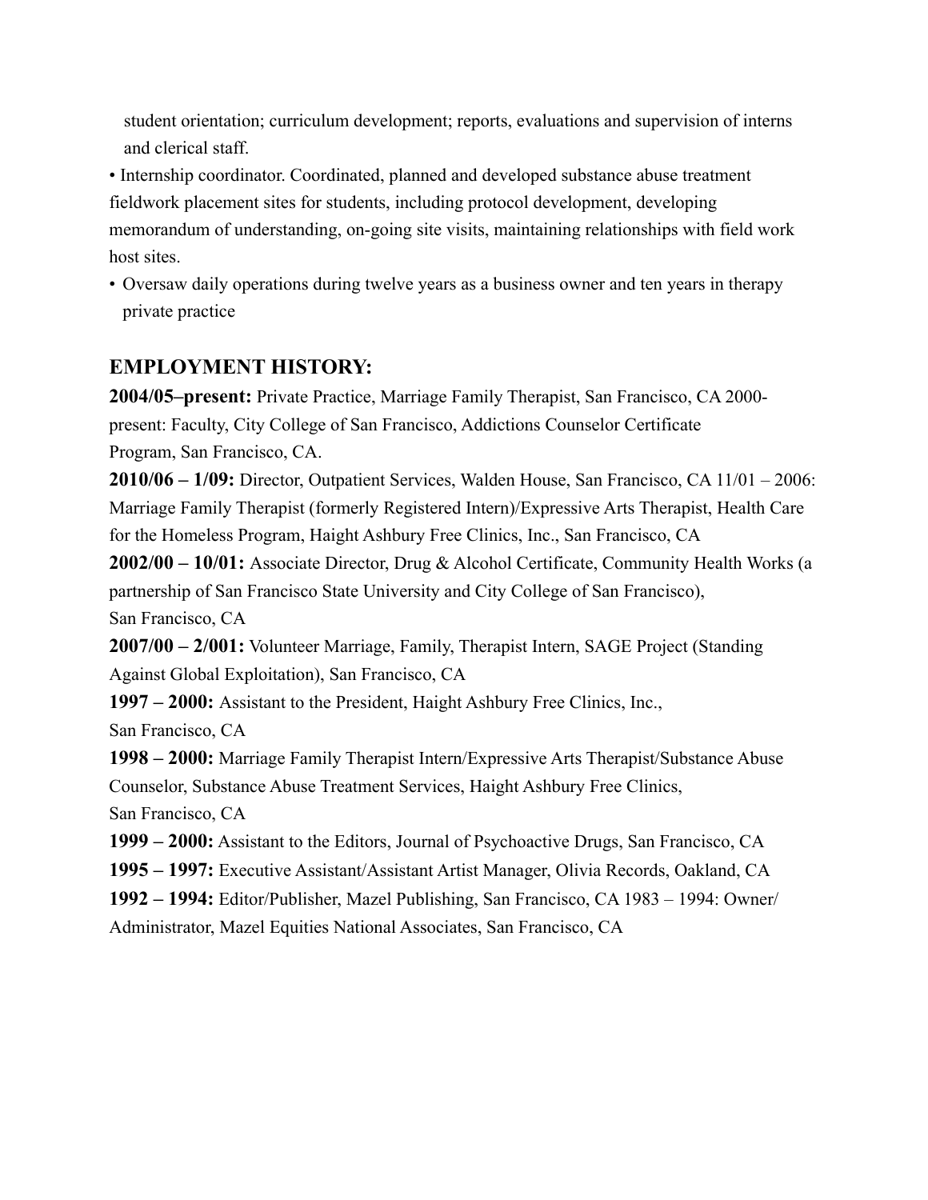student orientation; curriculum development; reports, evaluations and supervision of interns and clerical staff.

- Internship coordinator. Coordinated, planned and developed substance abuse treatment fieldwork placement sites for students, including protocol development, developing memorandum of understanding, on-going site visits, maintaining relationships with field work host sites.
- Oversaw daily operations during twelve years as a business owner and ten years in therapy private practice

## EMPLOYMENT HISTORY:

**2004/05–present:** Private Practice, Marriage Family Therapist, San Francisco, CA 2000-present: Faculty, City College of San Francisco, Addictions Counselor Certificate Program, San Francisco, CA.

**2010/06 – 1/09:** Director, Outpatient Services, Walden House, San Francisco, CA 11/01 – 2006: Marriage Family Therapist (formerly Registered Intern)/Expressive Arts Therapist, Health Care for the Homeless Program, Haight Ashbury Free Clinics, Inc., San Francisco, CA

**2002/00 – 10/01:** Associate Director, Drug & Alcohol Certificate, Community Health Works (a partnership of San Francisco State University and City College of San Francisco), San Francisco, CA

**2007/00 – 2/001:** Volunteer Marriage, Family, Therapist Intern, SAGE Project (Standing Against Global Exploitation), San Francisco, CA

**1997 – 2000:** Assistant to the President, Haight Ashbury Free Clinics, Inc., San Francisco, CA

**1998 – 2000:** Marriage Family Therapist Intern/Expressive Arts Therapist/Substance Abuse Counselor, Substance Abuse Treatment Services, Haight Ashbury Free Clinics, San Francisco, CA

**1999 – 2000:** Assistant to the Editors, Journal of Psychoactive Drugs, San Francisco, CA

**1995 – 1997:** Executive Assistant/Assistant Artist Manager, Olivia Records, Oakland, CA

**1992 – 1994:** Editor/Publisher, Mazel Publishing, San Francisco, CA 1983 – 1994: Owner/Administrator, Mazel Equities National Associates, San Francisco, CA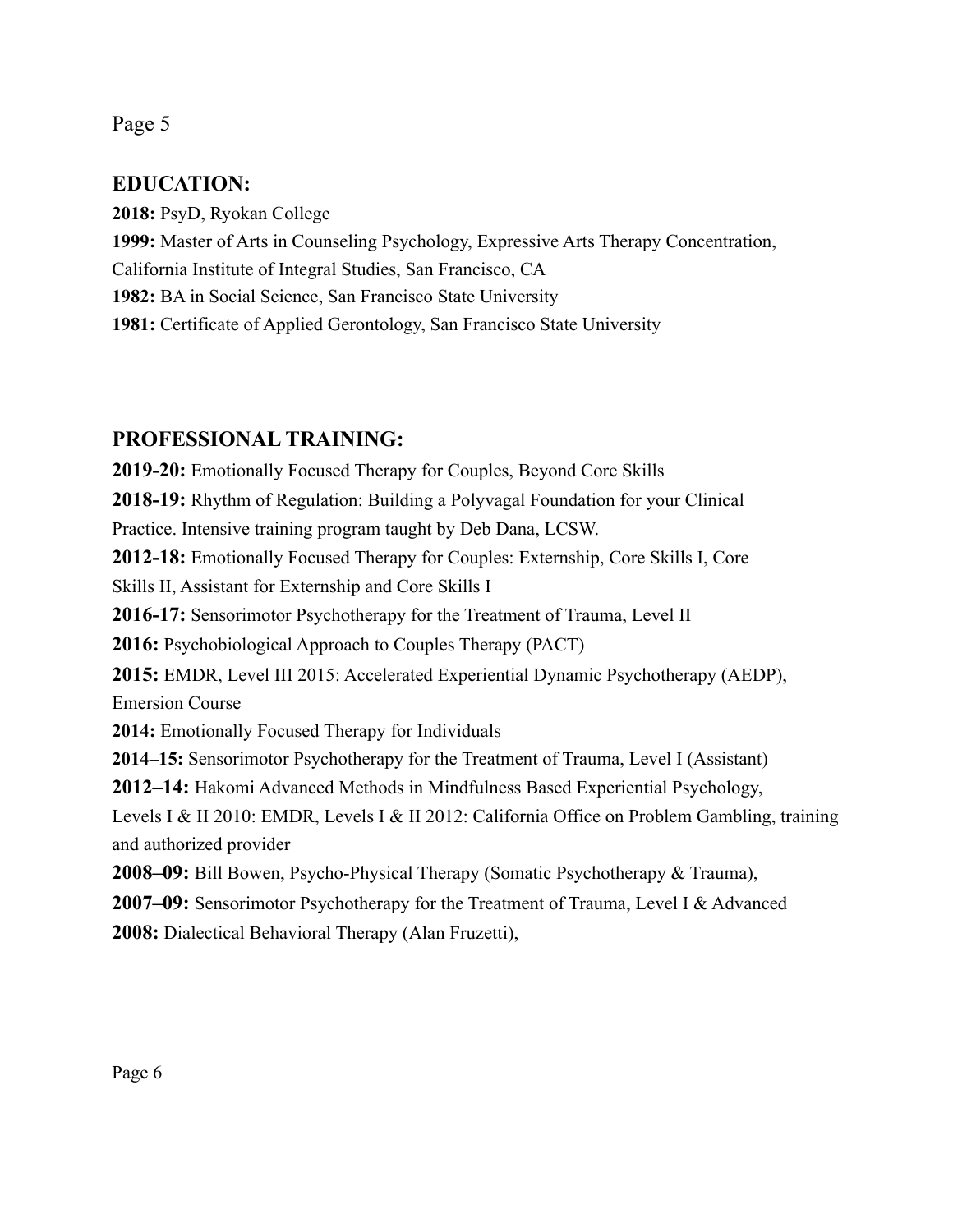## EDUCATION:

**2018:** PsyD, Ryokan College
**1999:** Master of Arts in Counseling Psychology, Expressive Arts Therapy Concentration, California Institute of Integral Studies, San Francisco, CA
**1982:** BA in Social Science, San Francisco State University
**1981:** Certificate of Applied Gerontology, San Francisco State University

## PROFESSIONAL TRAINING:

**2019-20:** Emotionally Focused Therapy for Couples, Beyond Core Skills
**2018-19:** Rhythm of Regulation: Building a Polyvagal Foundation for your Clinical Practice. Intensive training program taught by Deb Dana, LCSW.
**2012-18:** Emotionally Focused Therapy for Couples: Externship, Core Skills I, Core Skills II, Assistant for Externship and Core Skills I
**2016-17:** Sensorimotor Psychotherapy for the Treatment of Trauma, Level II
**2016:** Psychobiological Approach to Couples Therapy (PACT)
**2015:** EMDR, Level III 2015: Accelerated Experiential Dynamic Psychotherapy (AEDP), Emersion Course
**2014:** Emotionally Focused Therapy for Individuals
**2014–15:** Sensorimotor Psychotherapy for the Treatment of Trauma, Level I (Assistant)
**2012–14:** Hakomi Advanced Methods in Mindfulness Based Experiential Psychology, Levels I & II 2010: EMDR, Levels I & II 2012: California Office on Problem Gambling, training and authorized provider
**2008–09:** Bill Bowen, Psycho-Physical Therapy (Somatic Psychotherapy & Trauma),
**2007–09:** Sensorimotor Psychotherapy for the Treatment of Trauma, Level I & Advanced
**2008:** Dialectical Behavioral Therapy (Alan Fruzetti),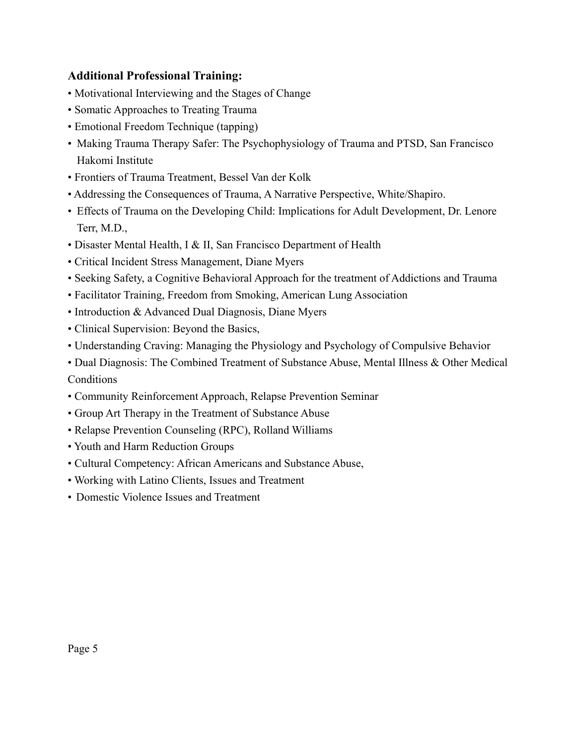**Additional Professional Training:**

- Motivational Interviewing and the Stages of Change
- Somatic Approaches to Treating Trauma
- Emotional Freedom Technique (tapping)
- Making Trauma Therapy Safer: The Psychophysiology of Trauma and PTSD, San Francisco Hakomi Institute
- Frontiers of Trauma Treatment, Bessel Van der Kolk
- Addressing the Consequences of Trauma, A Narrative Perspective, White/Shapiro.
- Effects of Trauma on the Developing Child: Implications for Adult Development, Dr. Lenore Terr, M.D.,
- Disaster Mental Health, I & II, San Francisco Department of Health
- Critical Incident Stress Management, Diane Myers
- Seeking Safety, a Cognitive Behavioral Approach for the treatment of Addictions and Trauma
- Facilitator Training, Freedom from Smoking, American Lung Association
- Introduction & Advanced Dual Diagnosis, Diane Myers
- Clinical Supervision: Beyond the Basics,
- Understanding Craving: Managing the Physiology and Psychology of Compulsive Behavior
- Dual Diagnosis: The Combined Treatment of Substance Abuse, Mental Illness & Other Medical Conditions
- Community Reinforcement Approach, Relapse Prevention Seminar
- Group Art Therapy in the Treatment of Substance Abuse
- Relapse Prevention Counseling (RPC), Rolland Williams
- Youth and Harm Reduction Groups
- Cultural Competency: African Americans and Substance Abuse,
- Working with Latino Clients, Issues and Treatment
- Domestic Violence Issues and Treatment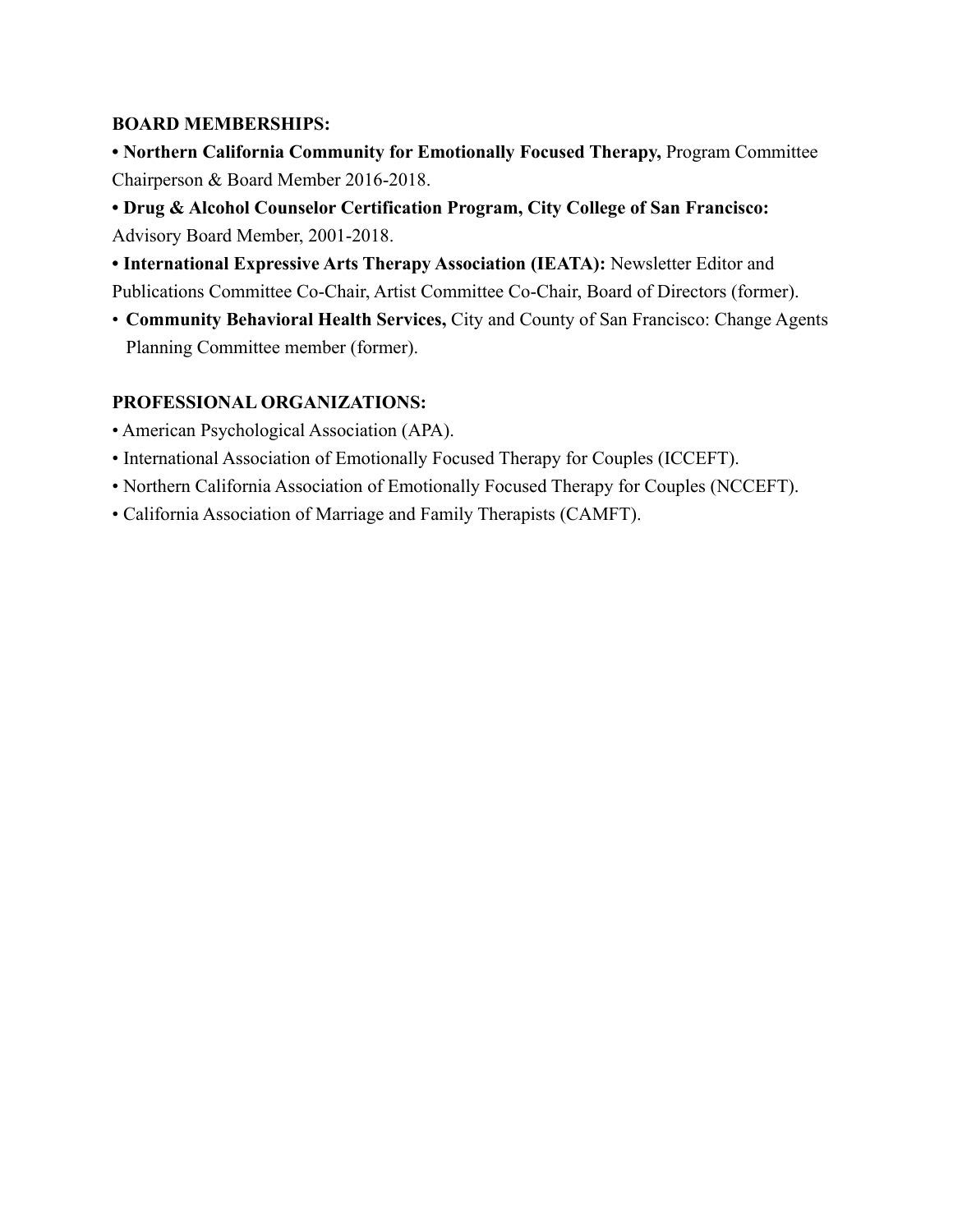**BOARD MEMBERSHIPS:**

- **Northern California Community for Emotionally Focused Therapy,** Program Committee Chairperson & Board Member 2016-2018.
- **Drug & Alcohol Counselor Certification Program, City College of San Francisco:** Advisory Board Member, 2001-2018.
- **International Expressive Arts Therapy Association (IEATA):** Newsletter Editor and Publications Committee Co-Chair, Artist Committee Co-Chair, Board of Directors (former).
- **Community Behavioral Health Services,** City and County of San Francisco: Change Agents Planning Committee member (former).

**PROFESSIONAL ORGANIZATIONS:**

- American Psychological Association (APA).
- International Association of Emotionally Focused Therapy for Couples (ICCEFT).
- Northern California Association of Emotionally Focused Therapy for Couples (NCCEFT).
- California Association of Marriage and Family Therapists (CAMFT).